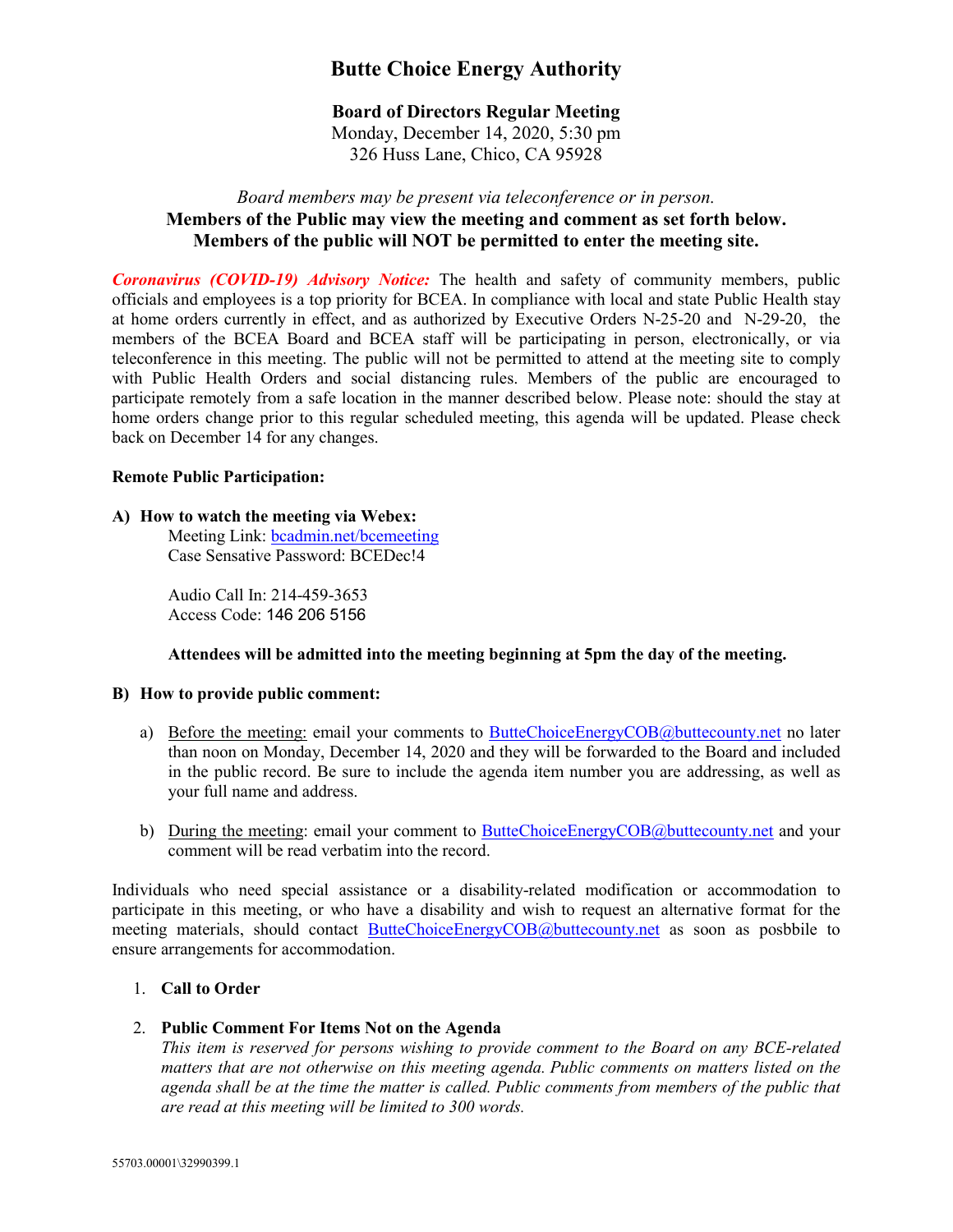# Butte Choice Energy Authority

**Board of Directors Regular Meeting**
Monday, December 14, 2020, 5:30 pm
326 Huss Lane, Chico, CA 95928

*Board members may be present via teleconference or in person.*
**Members of the Public may view the meeting and comment as set forth below.**
**Members of the public will NOT be permitted to enter the meeting site.**

***Coronavirus (COVID-19) Advisory Notice:*** The health and safety of community members, public officials and employees is a top priority for BCEA. In compliance with local and state Public Health stay at home orders currently in effect, and as authorized by Executive Orders N-25-20 and N-29-20, the members of the BCEA Board and BCEA staff will be participating in person, electronically, or via teleconference in this meeting. The public will not be permitted to attend at the meeting site to comply with Public Health Orders and social distancing rules. Members of the public are encouraged to participate remotely from a safe location in the manner described below. Please note: should the stay at home orders change prior to this regular scheduled meeting, this agenda will be updated. Please check back on December 14 for any changes.

**Remote Public Participation:**

**A) How to watch the meeting via Webex:**

Meeting Link: bcadmin.net/bcemeeting
Case Sensative Password: BCEDec!4

Audio Call In: 214-459-3653
Access Code: 146 206 5156

**Attendees will be admitted into the meeting beginning at 5pm the day of the meeting.**

**B) How to provide public comment:**

a) Before the meeting: email your comments to ButteChoiceEnergyCOB@buttecounty.net no later than noon on Monday, December 14, 2020 and they will be forwarded to the Board and included in the public record. Be sure to include the agenda item number you are addressing, as well as your full name and address.

b) During the meeting: email your comment to ButteChoiceEnergyCOB@buttecounty.net and your comment will be read verbatim into the record.

Individuals who need special assistance or a disability-related modification or accommodation to participate in this meeting, or who have a disability and wish to request an alternative format for the meeting materials, should contact ButteChoiceEnergyCOB@buttecounty.net as soon as posbbile to ensure arrangements for accommodation.

1. **Call to Order**

2. **Public Comment For Items Not on the Agenda**
   *This item is reserved for persons wishing to provide comment to the Board on any BCE-related matters that are not otherwise on this meeting agenda. Public comments on matters listed on the agenda shall be at the time the matter is called. Public comments from members of the public that are read at this meeting will be limited to 300 words.*

55703.00001\32990399.1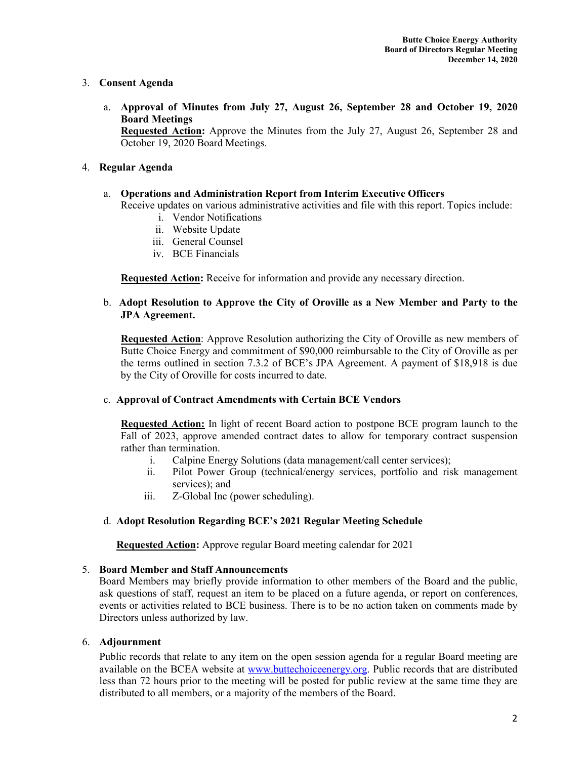3. **Consent Agenda**

   a. **Approval of Minutes from July 27, August 26, September 28 and October 19, 2020 Board Meetings**
   **Requested Action:** Approve the Minutes from the July 27, August 26, September 28 and October 19, 2020 Board Meetings.

4. **Regular Agenda**

   a. **Operations and Administration Report from Interim Executive Officers**
   Receive updates on various administrative activities and file with this report. Topics include:
      i. Vendor Notifications
      ii. Website Update
      iii. General Counsel
      iv. BCE Financials

   **Requested Action:** Receive for information and provide any necessary direction.

   b. **Adopt Resolution to Approve the City of Oroville as a New Member and Party to the JPA Agreement.**

   **Requested Action**: Approve Resolution authorizing the City of Oroville as new members of Butte Choice Energy and commitment of $90,000 reimbursable to the City of Oroville as per the terms outlined in section 7.3.2 of BCE's JPA Agreement. A payment of $18,918 is due by the City of Oroville for costs incurred to date.

   c. **Approval of Contract Amendments with Certain BCE Vendors**

   **Requested Action:** In light of recent Board action to postpone BCE program launch to the Fall of 2023, approve amended contract dates to allow for temporary contract suspension rather than termination.
      i. Calpine Energy Solutions (data management/call center services);
      ii. Pilot Power Group (technical/energy services, portfolio and risk management services); and
      iii. Z-Global Inc (power scheduling).

   d. **Adopt Resolution Regarding BCE's 2021 Regular Meeting Schedule**

   **Requested Action:** Approve regular Board meeting calendar for 2021

5. **Board Member and Staff Announcements**
Board Members may briefly provide information to other members of the Board and the public, ask questions of staff, request an item to be placed on a future agenda, or report on conferences, events or activities related to BCE business. There is to be no action taken on comments made by Directors unless authorized by law.

6. **Adjournment**
Public records that relate to any item on the open session agenda for a regular Board meeting are available on the BCEA website at www.buttechoiceenergy.org. Public records that are distributed less than 72 hours prior to the meeting will be posted for public review at the same time they are distributed to all members, or a majority of the members of the Board.